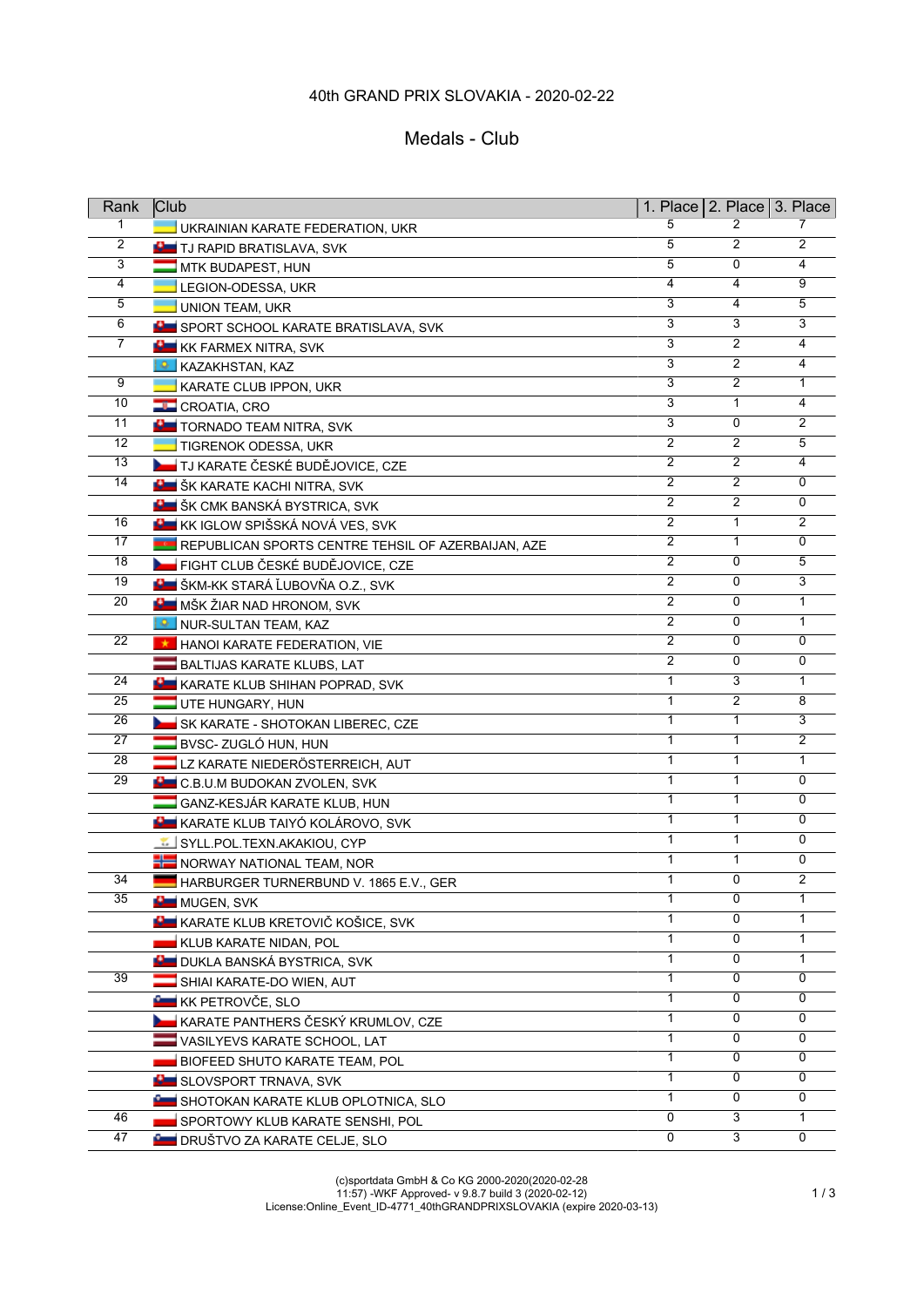40th GRAND PRIX SLOVAKIA - 2020-02-22

# Medals - Club

| Rank | Club | 1. Place | 2. Place | 3. Place |
|---|---|---|---|---|
| 1 | UKRAINIAN KARATE FEDERATION, UKR | 5 | 2 | 7 |
| 2 | TJ RAPID BRATISLAVA, SVK | 5 | 2 | 2 |
| 3 | MTK BUDAPEST, HUN | 5 | 0 | 4 |
| 4 | LEGION-ODESSA, UKR | 4 | 4 | 9 |
| 5 | UNION TEAM, UKR | 3 | 4 | 5 |
| 6 | SPORT SCHOOL KARATE BRATISLAVA, SVK | 3 | 3 | 3 |
| 7 | KK FARMEX NITRA, SVK | 3 | 2 | 4 |
| | KAZAKHSTAN, KAZ | 3 | 2 | 4 |
| 9 | KARATE CLUB IPPON, UKR | 3 | 2 | 1 |
| 10 | CROATIA, CRO | 3 | 1 | 4 |
| 11 | TORNADO TEAM NITRA, SVK | 3 | 0 | 2 |
| 12 | TIGRENOK ODESSA, UKR | 2 | 2 | 5 |
| 13 | TJ KARATE ČESKÉ BUDĚJOVICE, CZE | 2 | 2 | 4 |
| 14 | ŠK KARATE KACHI NITRA, SVK | 2 | 2 | 0 |
| | ŠK CMK BANSKÁ BYSTRICA, SVK | 2 | 2 | 0 |
| 16 | KK IGLOW SPIŠSKÁ NOVÁ VES, SVK | 2 | 1 | 2 |
| 17 | REPUBLICAN SPORTS CENTRE TEHSIL OF AZERBAIJAN, AZE | 2 | 1 | 0 |
| 18 | FIGHT CLUB ČESKÉ BUDĚJOVICE, CZE | 2 | 0 | 5 |
| 19 | ŠKM-KK STARÁ ĽUBOVŇA O.Z., SVK | 2 | 0 | 3 |
| 20 | MŠK ŽIAR NAD HRONOM, SVK | 2 | 0 | 1 |
| | NUR-SULTAN TEAM, KAZ | 2 | 0 | 1 |
| 22 | HANOI KARATE FEDERATION, VIE | 2 | 0 | 0 |
| | BALTIJAS KARATE KLUBS, LAT | 2 | 0 | 0 |
| 24 | KARATE KLUB SHIHAN POPRAD, SVK | 1 | 3 | 1 |
| 25 | UTE HUNGARY, HUN | 1 | 2 | 8 |
| 26 | SK KARATE - SHOTOKAN LIBEREC, CZE | 1 | 1 | 3 |
| 27 | BVSC- ZUGLÓ HUN, HUN | 1 | 1 | 2 |
| 28 | LZ KARATE NIEDERÖSTERREICH, AUT | 1 | 1 | 1 |
| 29 | C.B.U.M BUDOKAN ZVOLEN, SVK | 1 | 1 | 0 |
| | GANZ-KESJÁR KARATE KLUB, HUN | 1 | 1 | 0 |
| | KARATE KLUB TAIYÓ KOLÁROVO, SVK | 1 | 1 | 0 |
| | SYLL.POL.TEXN.AKAKIOU, CYP | 1 | 1 | 0 |
| | NORWAY NATIONAL TEAM, NOR | 1 | 1 | 0 |
| 34 | HARBURGER TURNERBUND V. 1865 E.V., GER | 1 | 0 | 2 |
| 35 | MUGEN, SVK | 1 | 0 | 1 |
| | KARATE KLUB KRETOVIČ KOŠICE, SVK | 1 | 0 | 1 |
| | KLUB KARATE NIDAN, POL | 1 | 0 | 1 |
| | DUKLA BANSKÁ BYSTRICA, SVK | 1 | 0 | 1 |
| 39 | SHIAI KARATE-DO WIEN, AUT | 1 | 0 | 0 |
| | KK PETROVČE, SLO | 1 | 0 | 0 |
| | KARATE PANTHERS ČESKÝ KRUMLOV, CZE | 1 | 0 | 0 |
| | VASILYEVS KARATE SCHOOL, LAT | 1 | 0 | 0 |
| | BIOFEED SHUTO KARATE TEAM, POL | 1 | 0 | 0 |
| | SLOVSPORT TRNAVA, SVK | 1 | 0 | 0 |
| | SHOTOKAN KARATE KLUB OPLOTNICA, SLO | 1 | 0 | 0 |
| 46 | SPORTOWY KLUB KARATE SENSHI, POL | 0 | 3 | 1 |
| 47 | DRUŠTVO ZA KARATE CELJE, SLO | 0 | 3 | 0 |

(c)sportdata GmbH & Co KG 2000-2020(2020-02-28 11:57) -WKF Approved- v 9.8.7 build 3 (2020-02-12)
License:Online_Event_ID-4771_40thGRANDPRIXSLOVAKIA (expire 2020-03-13)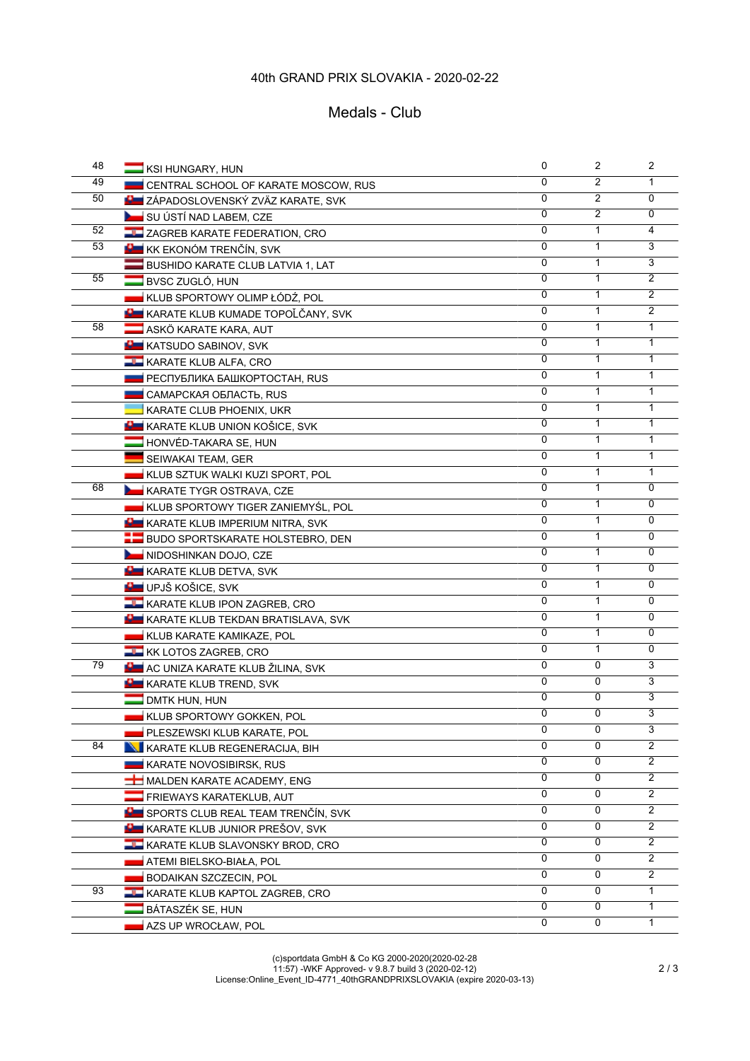40th GRAND PRIX SLOVAKIA - 2020-02-22

## Medals - Club

| | | | | |
|---|---|---|---|---|
| 48 | KSI HUNGARY, HUN | 0 | 2 | 2 |
| 49 | CENTRAL SCHOOL OF KARATE MOSCOW, RUS | 0 | 2 | 1 |
| 50 | ZÁPADOSLOVENSKÝ ZVÄZ KARATE, SVK | 0 | 2 | 0 |
| | SU ÚSTÍ NAD LABEM, CZE | 0 | 2 | 0 |
| 52 | ZAGREB KARATE FEDERATION, CRO | 0 | 1 | 4 |
| 53 | KK EKONÓM TRENČÍN, SVK | 0 | 1 | 3 |
| | BUSHIDO KARATE CLUB LATVIA 1, LAT | 0 | 1 | 3 |
| 55 | BVSC ZUGLÓ, HUN | 0 | 1 | 2 |
| | KLUB SPORTOWY OLIMP ŁÓDŹ, POL | 0 | 1 | 2 |
| | KARATE KLUB KUMADE TOPOĽČANY, SVK | 0 | 1 | 2 |
| 58 | ASKÖ KARATE KARA, AUT | 0 | 1 | 1 |
| | KATSUDO SABINOV, SVK | 0 | 1 | 1 |
| | KARATE KLUB ALFA, CRO | 0 | 1 | 1 |
| | РЕСПУБЛИКА БАШКОРТОСТАН, RUS | 0 | 1 | 1 |
| | САМАРСКАЯ ОБЛАСТЬ, RUS | 0 | 1 | 1 |
| | KARATE CLUB PHOENIX, UKR | 0 | 1 | 1 |
| | KARATE KLUB UNION KOŠICE, SVK | 0 | 1 | 1 |
| | HONVÉD-TAKARA SE, HUN | 0 | 1 | 1 |
| | SEIWAKAI TEAM, GER | 0 | 1 | 1 |
| | KLUB SZTUK WALKI KUZI SPORT, POL | 0 | 1 | 1 |
| 68 | KARATE TYGR OSTRAVA, CZE | 0 | 1 | 0 |
| | KLUB SPORTOWY TIGER ZANIEMYŚL, POL | 0 | 1 | 0 |
| | KARATE KLUB IMPERIUM NITRA, SVK | 0 | 1 | 0 |
| | BUDO SPORTSKARATE HOLSTEBRO, DEN | 0 | 1 | 0 |
| | NIDOSHINKAN DOJO, CZE | 0 | 1 | 0 |
| | KARATE KLUB DETVA, SVK | 0 | 1 | 0 |
| | UPJŠ KOŠICE, SVK | 0 | 1 | 0 |
| | KARATE KLUB IPON ZAGREB, CRO | 0 | 1 | 0 |
| | KARATE KLUB TEKDAN BRATISLAVA, SVK | 0 | 1 | 0 |
| | KLUB KARATE KAMIKAZE, POL | 0 | 1 | 0 |
| | KK LOTOS ZAGREB, CRO | 0 | 1 | 0 |
| 79 | AC UNIZA KARATE KLUB ŽILINA, SVK | 0 | 0 | 3 |
| | KARATE KLUB TREND, SVK | 0 | 0 | 3 |
| | DMTK HUN, HUN | 0 | 0 | 3 |
| | KLUB SPORTOWY GOKKEN, POL | 0 | 0 | 3 |
| | PLESZEWSKI KLUB KARATE, POL | 0 | 0 | 3 |
| 84 | KARATE KLUB REGENERACIJA, BIH | 0 | 0 | 2 |
| | KARATE NOVOSIBIRSK, RUS | 0 | 0 | 2 |
| | MALDEN KARATE ACADEMY, ENG | 0 | 0 | 2 |
| | FRIEWAYS KARATEKLUB, AUT | 0 | 0 | 2 |
| | SPORTS CLUB REAL TEAM TRENČÍN, SVK | 0 | 0 | 2 |
| | KARATE KLUB JUNIOR PREŠOV, SVK | 0 | 0 | 2 |
| | KARATE KLUB SLAVONSKY BROD, CRO | 0 | 0 | 2 |
| | ATEMI BIELSKO-BIAŁA, POL | 0 | 0 | 2 |
| | BODAIKAN SZCZECIN, POL | 0 | 0 | 2 |
| 93 | KARATE KLUB KAPTOL ZAGREB, CRO | 0 | 0 | 1 |
| | BÁTASZÉK SE, HUN | 0 | 0 | 1 |
| | AZS UP WROCŁAW, POL | 0 | 0 | 1 |

(c)sportdata GmbH & Co KG 2000-2020(2020-02-28 11:57) -WKF Approved- v 9.8.7 build 3 (2020-02-12)
License:Online_Event_ID-4771_40thGRANDPRIXSLOVAKIA (expire 2020-03-13)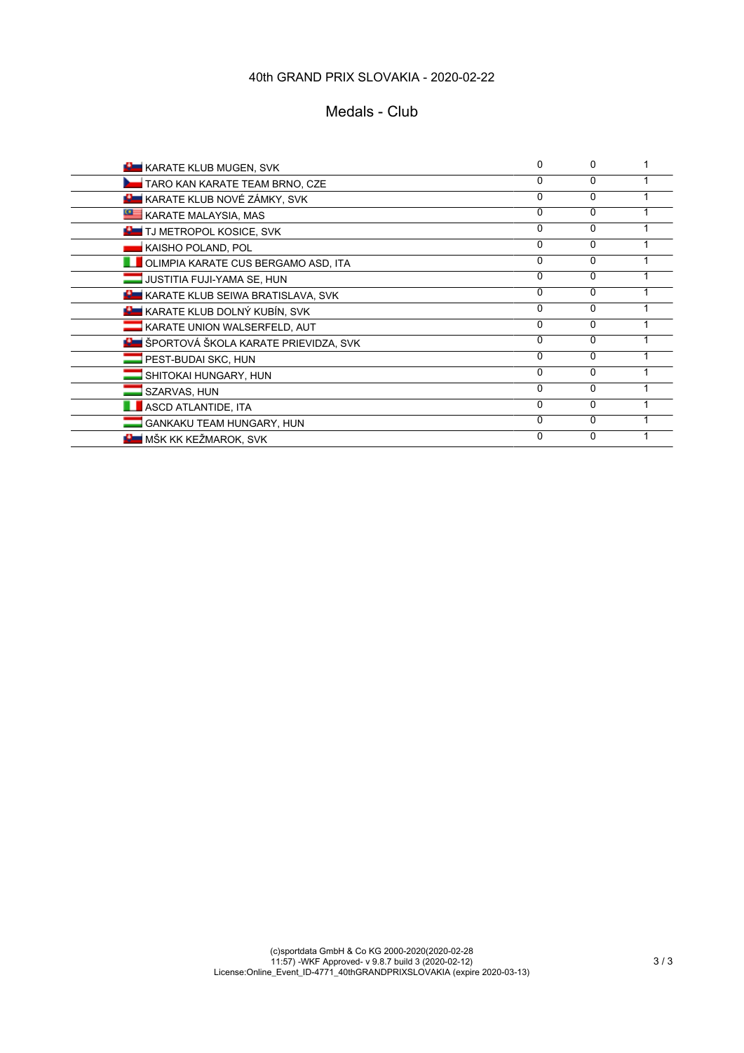40th GRAND PRIX SLOVAKIA - 2020-02-22

## Medals - Club

| | | | |
|---|---|---|---|
| KARATE KLUB MUGEN, SVK | 0 | 0 | 1 |
| TARO KAN KARATE TEAM BRNO, CZE | 0 | 0 | 1 |
| KARATE KLUB NOVÉ ZÁMKY, SVK | 0 | 0 | 1 |
| KARATE MALAYSIA, MAS | 0 | 0 | 1 |
| TJ METROPOL KOSICE, SVK | 0 | 0 | 1 |
| KAISHO POLAND, POL | 0 | 0 | 1 |
| OLIMPIA KARATE CUS BERGAMO ASD, ITA | 0 | 0 | 1 |
| JUSTITIA FUJI-YAMA SE, HUN | 0 | 0 | 1 |
| KARATE KLUB SEIWA BRATISLAVA, SVK | 0 | 0 | 1 |
| KARATE KLUB DOLNÝ KUBÍN, SVK | 0 | 0 | 1 |
| KARATE UNION WALSERFELD, AUT | 0 | 0 | 1 |
| ŠPORTOVÁ ŠKOLA KARATE PRIEVIDZA, SVK | 0 | 0 | 1 |
| PEST-BUDAI SKC, HUN | 0 | 0 | 1 |
| SHITOKAI HUNGARY, HUN | 0 | 0 | 1 |
| SZARVAS, HUN | 0 | 0 | 1 |
| ASCD ATLANTIDE, ITA | 0 | 0 | 1 |
| GANKAKU TEAM HUNGARY, HUN | 0 | 0 | 1 |
| MŠK KK KEŽMAROK, SVK | 0 | 0 | 1 |

(c)sportdata GmbH & Co KG 2000-2020(2020-02-28 11:57) -WKF Approved- v 9.8.7 build 3 (2020-02-12)
License:Online_Event_ID-4771_40thGRANDPRIXSLOVAKIA (expire 2020-03-13)